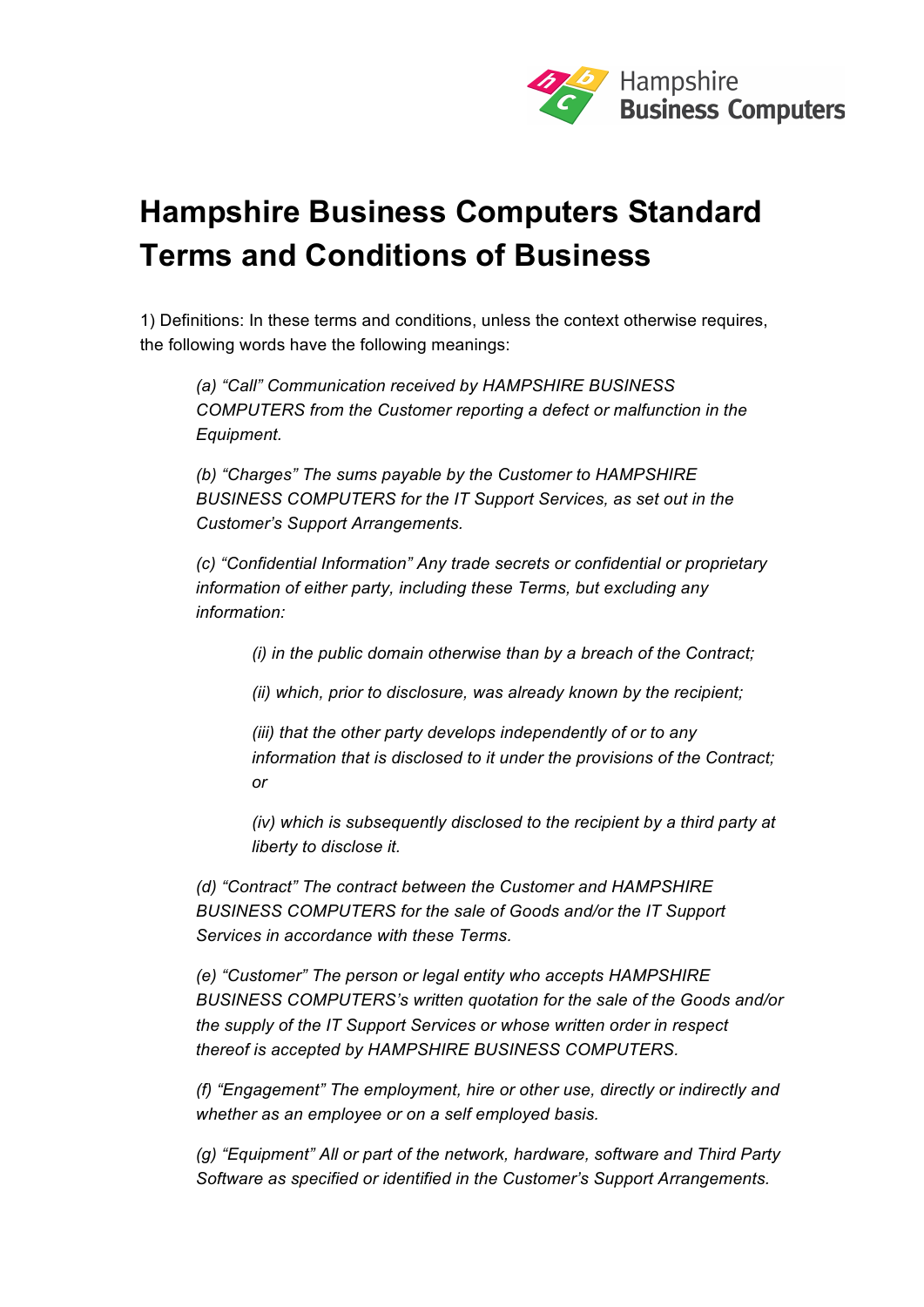# Hampshire Business Computers Standard Terms and Conditions of Business

1) Definitions: In these terms and conditions, unless the context otherwise requires, the following words have the following meanings:

> *(a) "Call" Communication received by HAMPSHIRE BUSINESS COMPUTERS from the Customer reporting a defect or malfunction in the Equipment.*
>
> *(b) "Charges" The sums payable by the Customer to HAMPSHIRE BUSINESS COMPUTERS for the IT Support Services, as set out in the Customer's Support Arrangements.*
>
> *(c) "Confidential Information" Any trade secrets or confidential or proprietary information of either party, including these Terms, but excluding any information:*
>
> > *(i) in the public domain otherwise than by a breach of the Contract;*
> >
> > *(ii) which, prior to disclosure, was already known by the recipient;*
> >
> > *(iii) that the other party develops independently of or to any information that is disclosed to it under the provisions of the Contract; or*
> >
> > *(iv) which is subsequently disclosed to the recipient by a third party at liberty to disclose it.*
>
> *(d) "Contract" The contract between the Customer and HAMPSHIRE BUSINESS COMPUTERS for the sale of Goods and/or the IT Support Services in accordance with these Terms.*
>
> *(e) "Customer" The person or legal entity who accepts HAMPSHIRE BUSINESS COMPUTERS's written quotation for the sale of the Goods and/or the supply of the IT Support Services or whose written order in respect thereof is accepted by HAMPSHIRE BUSINESS COMPUTERS.*
>
> *(f) "Engagement" The employment, hire or other use, directly or indirectly and whether as an employee or on a self employed basis.*
>
> *(g) "Equipment" All or part of the network, hardware, software and Third Party Software as specified or identified in the Customer's Support Arrangements.*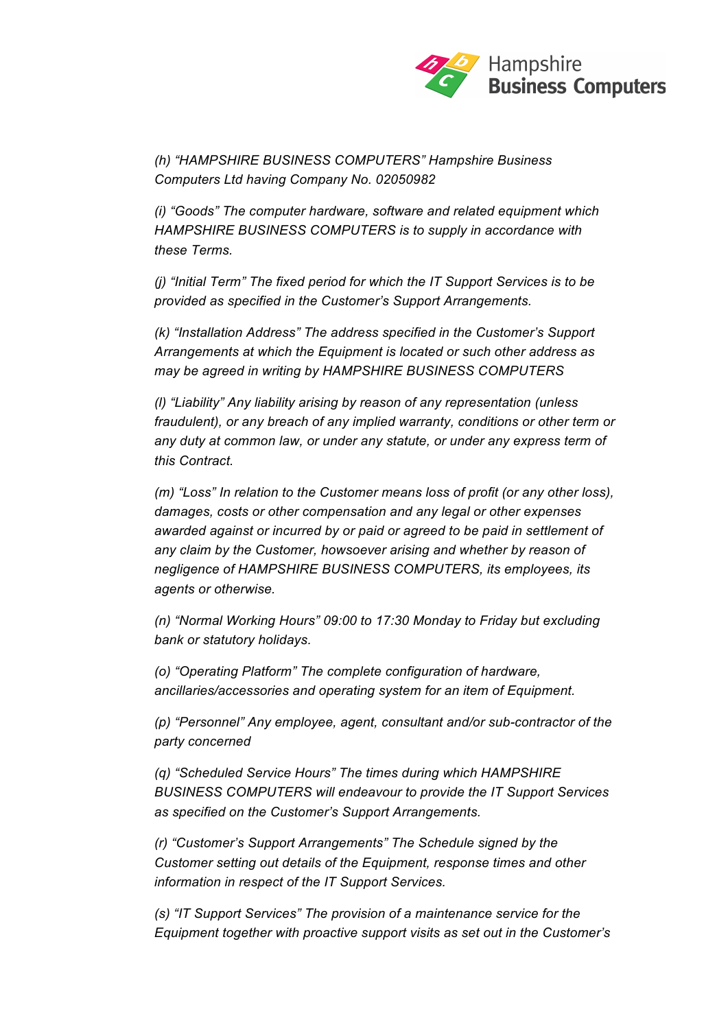*(h) "HAMPSHIRE BUSINESS COMPUTERS" Hampshire Business Computers Ltd having Company No. 02050982*

*(i) "Goods" The computer hardware, software and related equipment which HAMPSHIRE BUSINESS COMPUTERS is to supply in accordance with these Terms.*

*(j) "Initial Term" The fixed period for which the IT Support Services is to be provided as specified in the Customer's Support Arrangements.*

*(k) "Installation Address" The address specified in the Customer's Support Arrangements at which the Equipment is located or such other address as may be agreed in writing by HAMPSHIRE BUSINESS COMPUTERS*

*(l) "Liability" Any liability arising by reason of any representation (unless fraudulent), or any breach of any implied warranty, conditions or other term or any duty at common law, or under any statute, or under any express term of this Contract.*

*(m) "Loss" In relation to the Customer means loss of profit (or any other loss), damages, costs or other compensation and any legal or other expenses awarded against or incurred by or paid or agreed to be paid in settlement of any claim by the Customer, howsoever arising and whether by reason of negligence of HAMPSHIRE BUSINESS COMPUTERS, its employees, its agents or otherwise.*

*(n) "Normal Working Hours" 09:00 to 17:30 Monday to Friday but excluding bank or statutory holidays.*

*(o) "Operating Platform" The complete configuration of hardware, ancillaries/accessories and operating system for an item of Equipment.*

*(p) "Personnel" Any employee, agent, consultant and/or sub-contractor of the party concerned*

*(q) "Scheduled Service Hours" The times during which HAMPSHIRE BUSINESS COMPUTERS will endeavour to provide the IT Support Services as specified on the Customer's Support Arrangements.*

*(r) "Customer's Support Arrangements" The Schedule signed by the Customer setting out details of the Equipment, response times and other information in respect of the IT Support Services.*

*(s) "IT Support Services" The provision of a maintenance service for the Equipment together with proactive support visits as set out in the Customer's*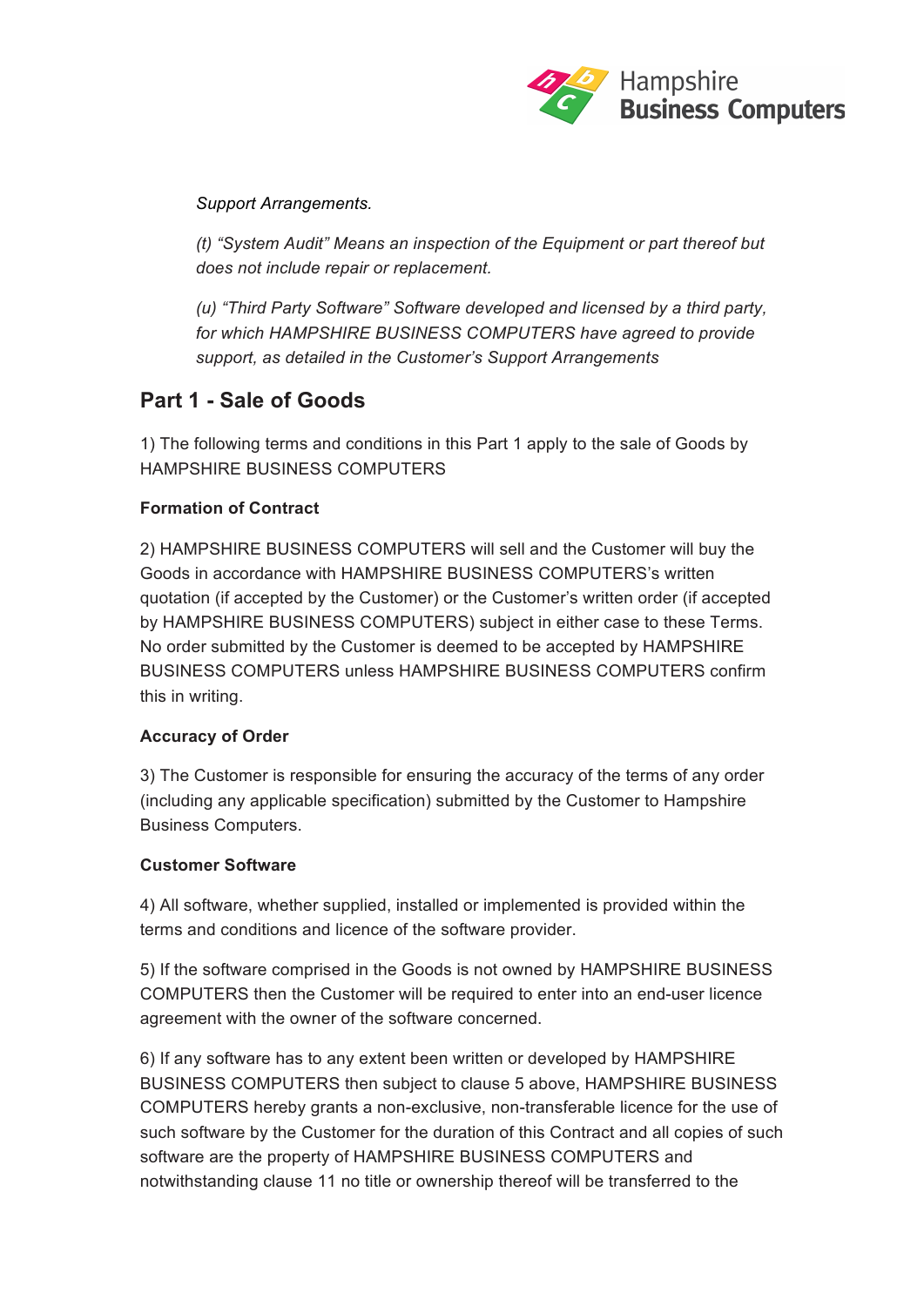*Support Arrangements.*

*(t) "System Audit" Means an inspection of the Equipment or part thereof but does not include repair or replacement.*

*(u) "Third Party Software" Software developed and licensed by a third party, for which HAMPSHIRE BUSINESS COMPUTERS have agreed to provide support, as detailed in the Customer's Support Arrangements*

## Part 1 - Sale of Goods

1) The following terms and conditions in this Part 1 apply to the sale of Goods by HAMPSHIRE BUSINESS COMPUTERS

**Formation of Contract**

2) HAMPSHIRE BUSINESS COMPUTERS will sell and the Customer will buy the Goods in accordance with HAMPSHIRE BUSINESS COMPUTERS's written quotation (if accepted by the Customer) or the Customer's written order (if accepted by HAMPSHIRE BUSINESS COMPUTERS) subject in either case to these Terms. No order submitted by the Customer is deemed to be accepted by HAMPSHIRE BUSINESS COMPUTERS unless HAMPSHIRE BUSINESS COMPUTERS confirm this in writing.

**Accuracy of Order**

3) The Customer is responsible for ensuring the accuracy of the terms of any order (including any applicable specification) submitted by the Customer to Hampshire Business Computers.

**Customer Software**

4) All software, whether supplied, installed or implemented is provided within the terms and conditions and licence of the software provider.

5) If the software comprised in the Goods is not owned by HAMPSHIRE BUSINESS COMPUTERS then the Customer will be required to enter into an end-user licence agreement with the owner of the software concerned.

6) If any software has to any extent been written or developed by HAMPSHIRE BUSINESS COMPUTERS then subject to clause 5 above, HAMPSHIRE BUSINESS COMPUTERS hereby grants a non-exclusive, non-transferable licence for the use of such software by the Customer for the duration of this Contract and all copies of such software are the property of HAMPSHIRE BUSINESS COMPUTERS and notwithstanding clause 11 no title or ownership thereof will be transferred to the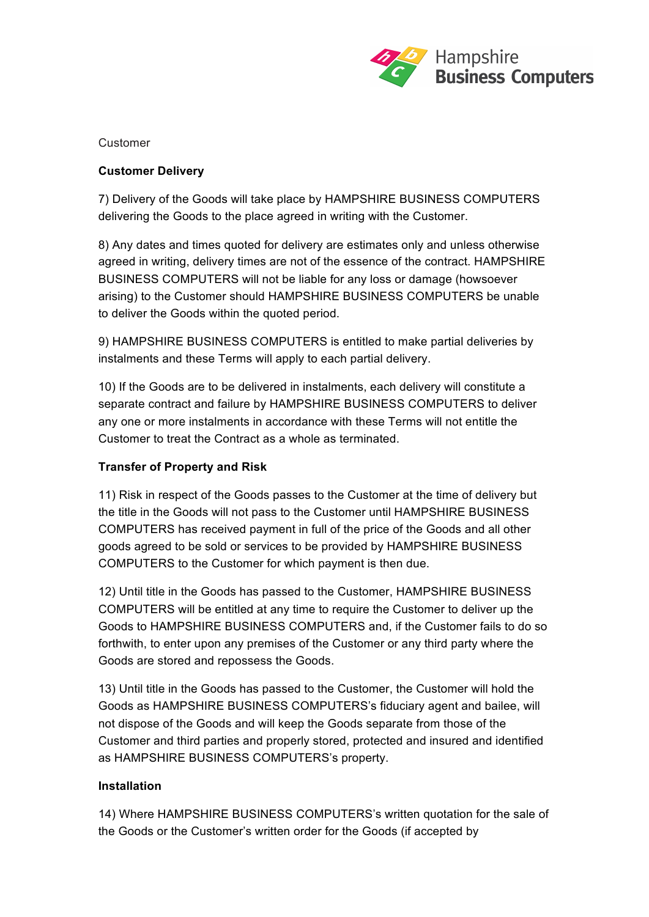Customer

**Customer Delivery**

7) Delivery of the Goods will take place by HAMPSHIRE BUSINESS COMPUTERS delivering the Goods to the place agreed in writing with the Customer.

8) Any dates and times quoted for delivery are estimates only and unless otherwise agreed in writing, delivery times are not of the essence of the contract. HAMPSHIRE BUSINESS COMPUTERS will not be liable for any loss or damage (howsoever arising) to the Customer should HAMPSHIRE BUSINESS COMPUTERS be unable to deliver the Goods within the quoted period.

9) HAMPSHIRE BUSINESS COMPUTERS is entitled to make partial deliveries by instalments and these Terms will apply to each partial delivery.

10) If the Goods are to be delivered in instalments, each delivery will constitute a separate contract and failure by HAMPSHIRE BUSINESS COMPUTERS to deliver any one or more instalments in accordance with these Terms will not entitle the Customer to treat the Contract as a whole as terminated.

**Transfer of Property and Risk**

11) Risk in respect of the Goods passes to the Customer at the time of delivery but the title in the Goods will not pass to the Customer until HAMPSHIRE BUSINESS COMPUTERS has received payment in full of the price of the Goods and all other goods agreed to be sold or services to be provided by HAMPSHIRE BUSINESS COMPUTERS to the Customer for which payment is then due.

12) Until title in the Goods has passed to the Customer, HAMPSHIRE BUSINESS COMPUTERS will be entitled at any time to require the Customer to deliver up the Goods to HAMPSHIRE BUSINESS COMPUTERS and, if the Customer fails to do so forthwith, to enter upon any premises of the Customer or any third party where the Goods are stored and repossess the Goods.

13) Until title in the Goods has passed to the Customer, the Customer will hold the Goods as HAMPSHIRE BUSINESS COMPUTERS's fiduciary agent and bailee, will not dispose of the Goods and will keep the Goods separate from those of the Customer and third parties and properly stored, protected and insured and identified as HAMPSHIRE BUSINESS COMPUTERS's property.

**Installation**

14) Where HAMPSHIRE BUSINESS COMPUTERS's written quotation for the sale of the Goods or the Customer's written order for the Goods (if accepted by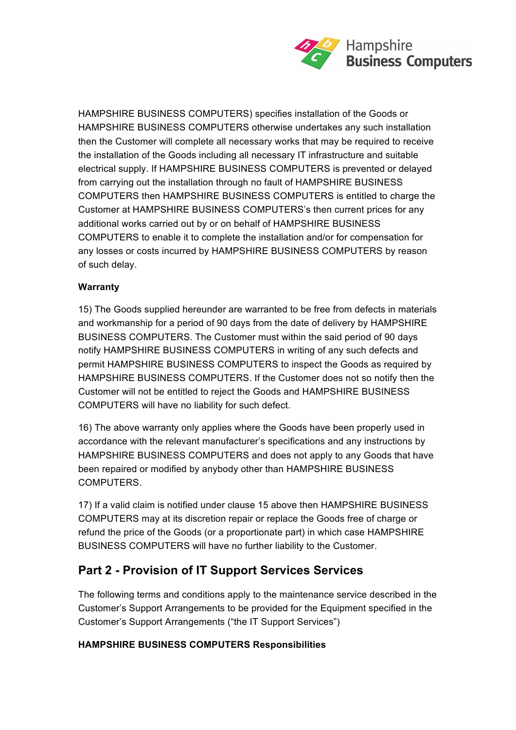HAMPSHIRE BUSINESS COMPUTERS) specifies installation of the Goods or HAMPSHIRE BUSINESS COMPUTERS otherwise undertakes any such installation then the Customer will complete all necessary works that may be required to receive the installation of the Goods including all necessary IT infrastructure and suitable electrical supply. If HAMPSHIRE BUSINESS COMPUTERS is prevented or delayed from carrying out the installation through no fault of HAMPSHIRE BUSINESS COMPUTERS then HAMPSHIRE BUSINESS COMPUTERS is entitled to charge the Customer at HAMPSHIRE BUSINESS COMPUTERS's then current prices for any additional works carried out by or on behalf of HAMPSHIRE BUSINESS COMPUTERS to enable it to complete the installation and/or for compensation for any losses or costs incurred by HAMPSHIRE BUSINESS COMPUTERS by reason of such delay.

**Warranty**

15) The Goods supplied hereunder are warranted to be free from defects in materials and workmanship for a period of 90 days from the date of delivery by HAMPSHIRE BUSINESS COMPUTERS. The Customer must within the said period of 90 days notify HAMPSHIRE BUSINESS COMPUTERS in writing of any such defects and permit HAMPSHIRE BUSINESS COMPUTERS to inspect the Goods as required by HAMPSHIRE BUSINESS COMPUTERS. If the Customer does not so notify then the Customer will not be entitled to reject the Goods and HAMPSHIRE BUSINESS COMPUTERS will have no liability for such defect.

16) The above warranty only applies where the Goods have been properly used in accordance with the relevant manufacturer's specifications and any instructions by HAMPSHIRE BUSINESS COMPUTERS and does not apply to any Goods that have been repaired or modified by anybody other than HAMPSHIRE BUSINESS COMPUTERS.

17) If a valid claim is notified under clause 15 above then HAMPSHIRE BUSINESS COMPUTERS may at its discretion repair or replace the Goods free of charge or refund the price of the Goods (or a proportionate part) in which case HAMPSHIRE BUSINESS COMPUTERS will have no further liability to the Customer.

## Part 2 - Provision of IT Support Services Services

The following terms and conditions apply to the maintenance service described in the Customer's Support Arrangements to be provided for the Equipment specified in the Customer's Support Arrangements ("the IT Support Services")

**HAMPSHIRE BUSINESS COMPUTERS Responsibilities**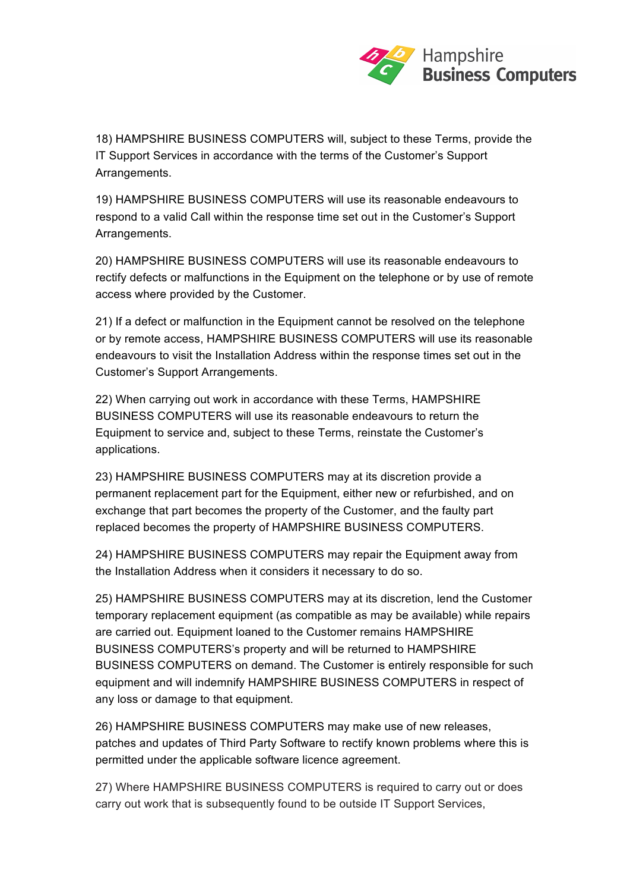18) HAMPSHIRE BUSINESS COMPUTERS will, subject to these Terms, provide the IT Support Services in accordance with the terms of the Customer's Support Arrangements.

19) HAMPSHIRE BUSINESS COMPUTERS will use its reasonable endeavours to respond to a valid Call within the response time set out in the Customer's Support Arrangements.

20) HAMPSHIRE BUSINESS COMPUTERS will use its reasonable endeavours to rectify defects or malfunctions in the Equipment on the telephone or by use of remote access where provided by the Customer.

21) If a defect or malfunction in the Equipment cannot be resolved on the telephone or by remote access, HAMPSHIRE BUSINESS COMPUTERS will use its reasonable endeavours to visit the Installation Address within the response times set out in the Customer's Support Arrangements.

22) When carrying out work in accordance with these Terms, HAMPSHIRE BUSINESS COMPUTERS will use its reasonable endeavours to return the Equipment to service and, subject to these Terms, reinstate the Customer's applications.

23) HAMPSHIRE BUSINESS COMPUTERS may at its discretion provide a permanent replacement part for the Equipment, either new or refurbished, and on exchange that part becomes the property of the Customer, and the faulty part replaced becomes the property of HAMPSHIRE BUSINESS COMPUTERS.

24) HAMPSHIRE BUSINESS COMPUTERS may repair the Equipment away from the Installation Address when it considers it necessary to do so.

25) HAMPSHIRE BUSINESS COMPUTERS may at its discretion, lend the Customer temporary replacement equipment (as compatible as may be available) while repairs are carried out. Equipment loaned to the Customer remains HAMPSHIRE BUSINESS COMPUTERS's property and will be returned to HAMPSHIRE BUSINESS COMPUTERS on demand. The Customer is entirely responsible for such equipment and will indemnify HAMPSHIRE BUSINESS COMPUTERS in respect of any loss or damage to that equipment.

26) HAMPSHIRE BUSINESS COMPUTERS may make use of new releases, patches and updates of Third Party Software to rectify known problems where this is permitted under the applicable software licence agreement.

27) Where HAMPSHIRE BUSINESS COMPUTERS is required to carry out or does carry out work that is subsequently found to be outside IT Support Services,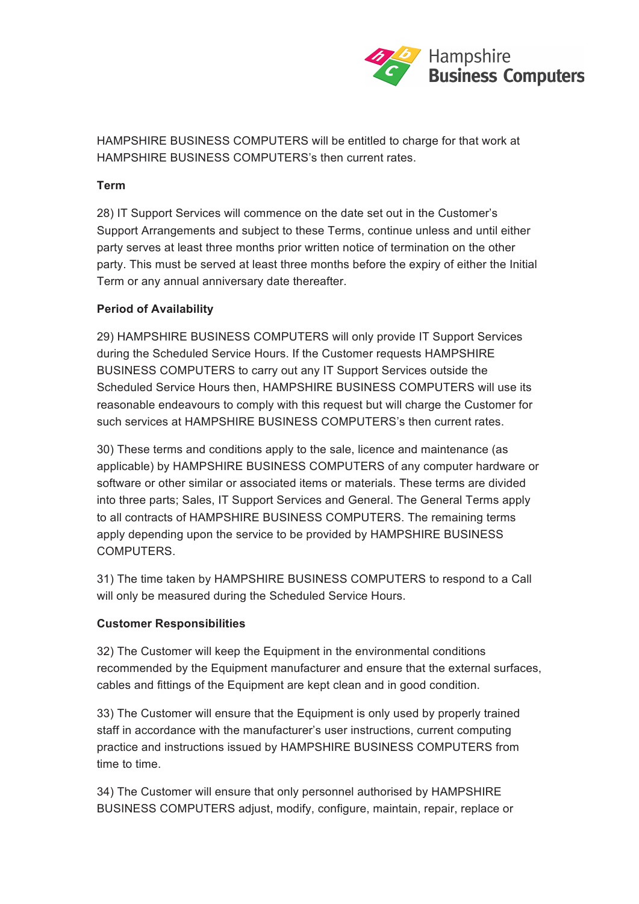HAMPSHIRE BUSINESS COMPUTERS will be entitled to charge for that work at HAMPSHIRE BUSINESS COMPUTERS's then current rates.

**Term**

28) IT Support Services will commence on the date set out in the Customer's Support Arrangements and subject to these Terms, continue unless and until either party serves at least three months prior written notice of termination on the other party. This must be served at least three months before the expiry of either the Initial Term or any annual anniversary date thereafter.

**Period of Availability**

29) HAMPSHIRE BUSINESS COMPUTERS will only provide IT Support Services during the Scheduled Service Hours. If the Customer requests HAMPSHIRE BUSINESS COMPUTERS to carry out any IT Support Services outside the Scheduled Service Hours then, HAMPSHIRE BUSINESS COMPUTERS will use its reasonable endeavours to comply with this request but will charge the Customer for such services at HAMPSHIRE BUSINESS COMPUTERS's then current rates.

30) These terms and conditions apply to the sale, licence and maintenance (as applicable) by HAMPSHIRE BUSINESS COMPUTERS of any computer hardware or software or other similar or associated items or materials. These terms are divided into three parts; Sales, IT Support Services and General. The General Terms apply to all contracts of HAMPSHIRE BUSINESS COMPUTERS. The remaining terms apply depending upon the service to be provided by HAMPSHIRE BUSINESS COMPUTERS.

31) The time taken by HAMPSHIRE BUSINESS COMPUTERS to respond to a Call will only be measured during the Scheduled Service Hours.

**Customer Responsibilities**

32) The Customer will keep the Equipment in the environmental conditions recommended by the Equipment manufacturer and ensure that the external surfaces, cables and fittings of the Equipment are kept clean and in good condition.

33) The Customer will ensure that the Equipment is only used by properly trained staff in accordance with the manufacturer's user instructions, current computing practice and instructions issued by HAMPSHIRE BUSINESS COMPUTERS from time to time.

34) The Customer will ensure that only personnel authorised by HAMPSHIRE BUSINESS COMPUTERS adjust, modify, configure, maintain, repair, replace or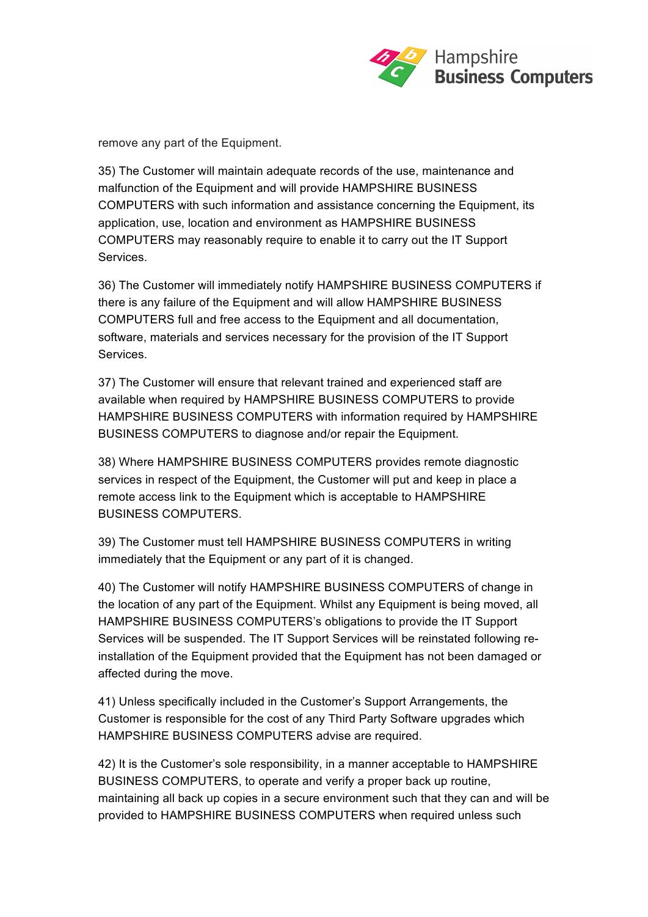remove any part of the Equipment.

35) The Customer will maintain adequate records of the use, maintenance and malfunction of the Equipment and will provide HAMPSHIRE BUSINESS COMPUTERS with such information and assistance concerning the Equipment, its application, use, location and environment as HAMPSHIRE BUSINESS COMPUTERS may reasonably require to enable it to carry out the IT Support Services.

36) The Customer will immediately notify HAMPSHIRE BUSINESS COMPUTERS if there is any failure of the Equipment and will allow HAMPSHIRE BUSINESS COMPUTERS full and free access to the Equipment and all documentation, software, materials and services necessary for the provision of the IT Support Services.

37) The Customer will ensure that relevant trained and experienced staff are available when required by HAMPSHIRE BUSINESS COMPUTERS to provide HAMPSHIRE BUSINESS COMPUTERS with information required by HAMPSHIRE BUSINESS COMPUTERS to diagnose and/or repair the Equipment.

38) Where HAMPSHIRE BUSINESS COMPUTERS provides remote diagnostic services in respect of the Equipment, the Customer will put and keep in place a remote access link to the Equipment which is acceptable to HAMPSHIRE BUSINESS COMPUTERS.

39) The Customer must tell HAMPSHIRE BUSINESS COMPUTERS in writing immediately that the Equipment or any part of it is changed.

40) The Customer will notify HAMPSHIRE BUSINESS COMPUTERS of change in the location of any part of the Equipment. Whilst any Equipment is being moved, all HAMPSHIRE BUSINESS COMPUTERS's obligations to provide the IT Support Services will be suspended. The IT Support Services will be reinstated following re-installation of the Equipment provided that the Equipment has not been damaged or affected during the move.

41) Unless specifically included in the Customer's Support Arrangements, the Customer is responsible for the cost of any Third Party Software upgrades which HAMPSHIRE BUSINESS COMPUTERS advise are required.

42) It is the Customer's sole responsibility, in a manner acceptable to HAMPSHIRE BUSINESS COMPUTERS, to operate and verify a proper back up routine, maintaining all back up copies in a secure environment such that they can and will be provided to HAMPSHIRE BUSINESS COMPUTERS when required unless such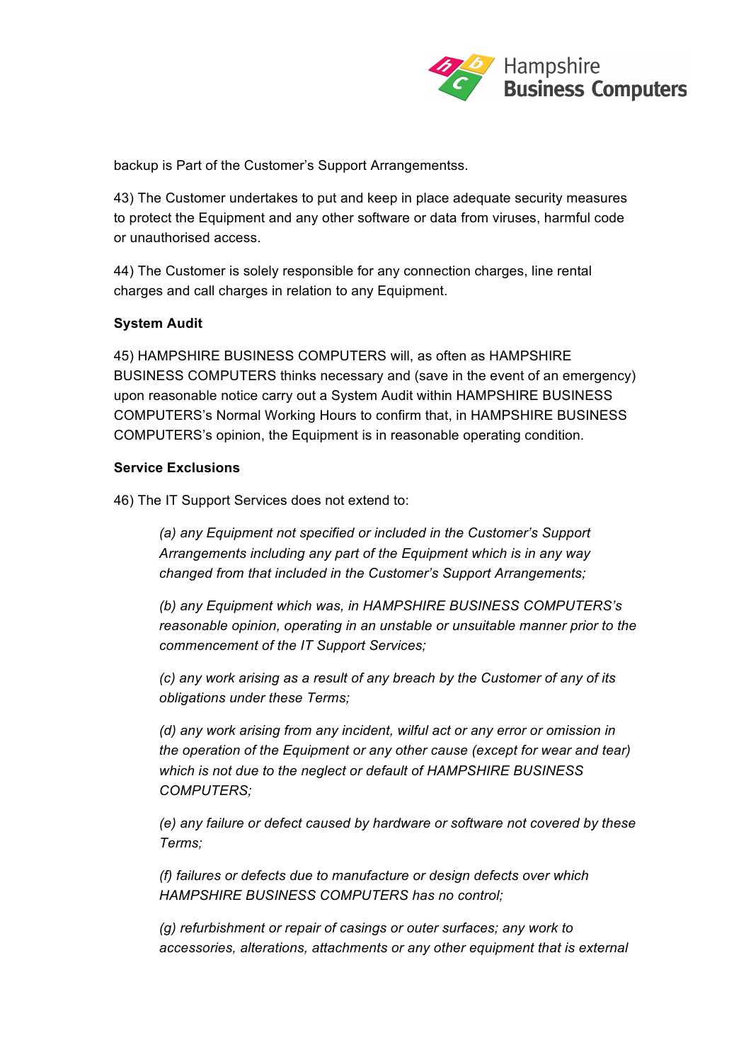backup is Part of the Customer's Support Arrangementss.

43) The Customer undertakes to put and keep in place adequate security measures to protect the Equipment and any other software or data from viruses, harmful code or unauthorised access.

44) The Customer is solely responsible for any connection charges, line rental charges and call charges in relation to any Equipment.

**System Audit**

45) HAMPSHIRE BUSINESS COMPUTERS will, as often as HAMPSHIRE BUSINESS COMPUTERS thinks necessary and (save in the event of an emergency) upon reasonable notice carry out a System Audit within HAMPSHIRE BUSINESS COMPUTERS's Normal Working Hours to confirm that, in HAMPSHIRE BUSINESS COMPUTERS's opinion, the Equipment is in reasonable operating condition.

**Service Exclusions**

46) The IT Support Services does not extend to:

> *(a) any Equipment not specified or included in the Customer's Support Arrangements including any part of the Equipment which is in any way changed from that included in the Customer's Support Arrangements;*
>
> *(b) any Equipment which was, in HAMPSHIRE BUSINESS COMPUTERS's reasonable opinion, operating in an unstable or unsuitable manner prior to the commencement of the IT Support Services;*
>
> *(c) any work arising as a result of any breach by the Customer of any of its obligations under these Terms;*
>
> *(d) any work arising from any incident, wilful act or any error or omission in the operation of the Equipment or any other cause (except for wear and tear) which is not due to the neglect or default of HAMPSHIRE BUSINESS COMPUTERS;*
>
> *(e) any failure or defect caused by hardware or software not covered by these Terms;*
>
> *(f) failures or defects due to manufacture or design defects over which HAMPSHIRE BUSINESS COMPUTERS has no control;*
>
> *(g) refurbishment or repair of casings or outer surfaces; any work to accessories, alterations, attachments or any other equipment that is external*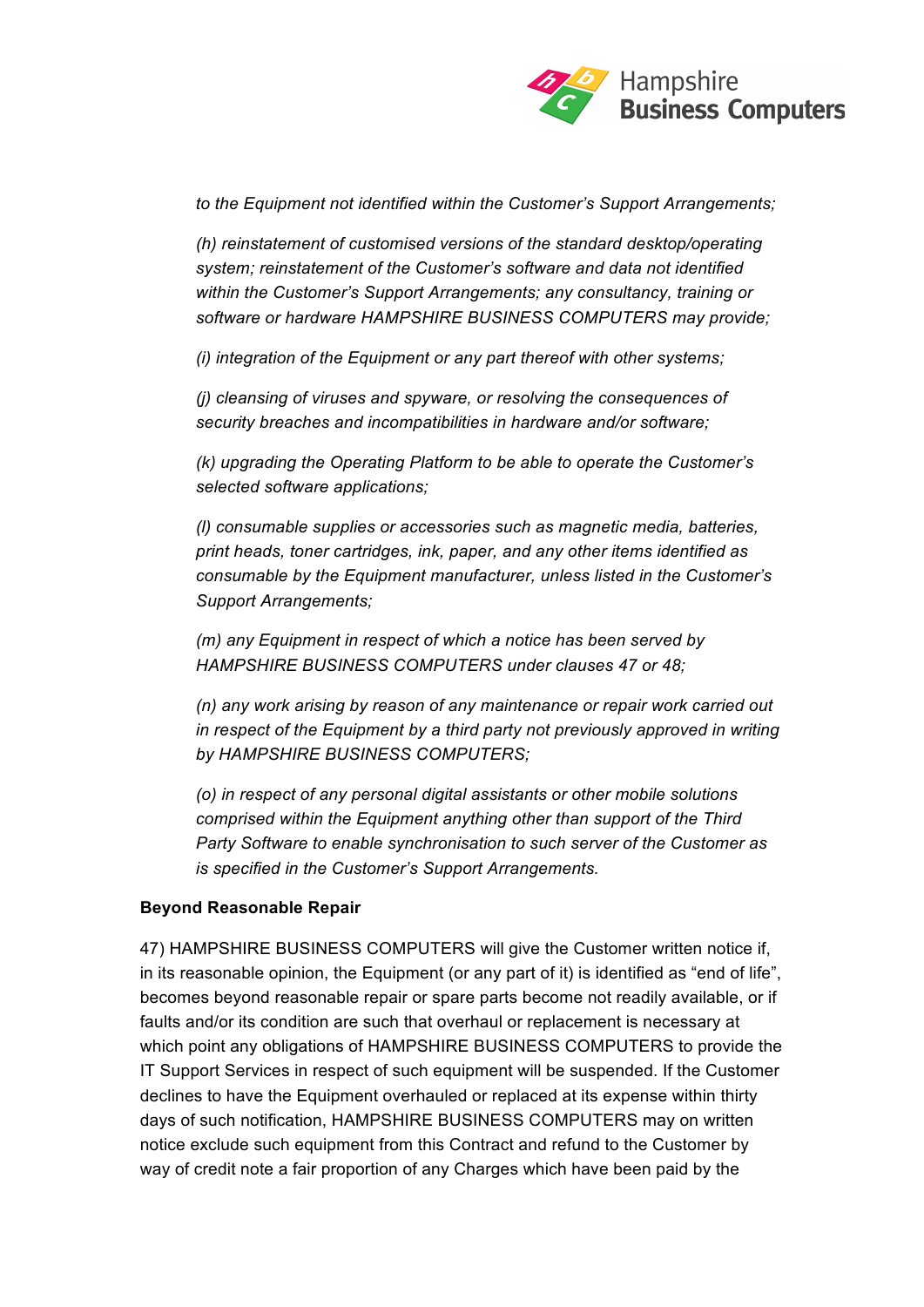*to the Equipment not identified within the Customer's Support Arrangements;*

*(h) reinstatement of customised versions of the standard desktop/operating system; reinstatement of the Customer's software and data not identified within the Customer's Support Arrangements; any consultancy, training or software or hardware HAMPSHIRE BUSINESS COMPUTERS may provide;*

*(i) integration of the Equipment or any part thereof with other systems;*

*(j) cleansing of viruses and spyware, or resolving the consequences of security breaches and incompatibilities in hardware and/or software;*

*(k) upgrading the Operating Platform to be able to operate the Customer's selected software applications;*

*(l) consumable supplies or accessories such as magnetic media, batteries, print heads, toner cartridges, ink, paper, and any other items identified as consumable by the Equipment manufacturer, unless listed in the Customer's Support Arrangements;*

*(m) any Equipment in respect of which a notice has been served by HAMPSHIRE BUSINESS COMPUTERS under clauses 47 or 48;*

*(n) any work arising by reason of any maintenance or repair work carried out in respect of the Equipment by a third party not previously approved in writing by HAMPSHIRE BUSINESS COMPUTERS;*

*(o) in respect of any personal digital assistants or other mobile solutions comprised within the Equipment anything other than support of the Third Party Software to enable synchronisation to such server of the Customer as is specified in the Customer's Support Arrangements.*

**Beyond Reasonable Repair**

47) HAMPSHIRE BUSINESS COMPUTERS will give the Customer written notice if, in its reasonable opinion, the Equipment (or any part of it) is identified as "end of life", becomes beyond reasonable repair or spare parts become not readily available, or if faults and/or its condition are such that overhaul or replacement is necessary at which point any obligations of HAMPSHIRE BUSINESS COMPUTERS to provide the IT Support Services in respect of such equipment will be suspended. If the Customer declines to have the Equipment overhauled or replaced at its expense within thirty days of such notification, HAMPSHIRE BUSINESS COMPUTERS may on written notice exclude such equipment from this Contract and refund to the Customer by way of credit note a fair proportion of any Charges which have been paid by the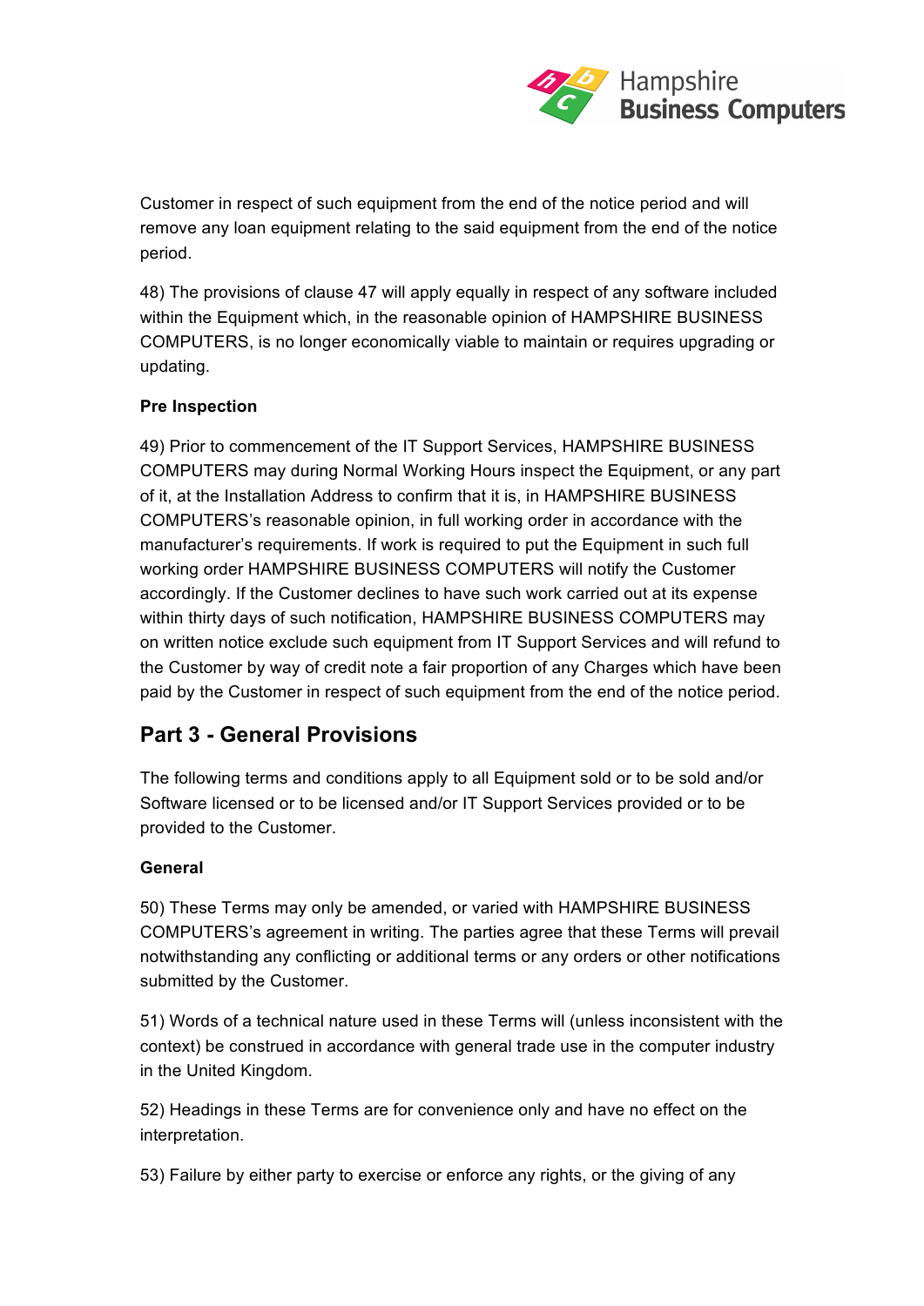Customer in respect of such equipment from the end of the notice period and will remove any loan equipment relating to the said equipment from the end of the notice period.

48) The provisions of clause 47 will apply equally in respect of any software included within the Equipment which, in the reasonable opinion of HAMPSHIRE BUSINESS COMPUTERS, is no longer economically viable to maintain or requires upgrading or updating.

**Pre Inspection**

49) Prior to commencement of the IT Support Services, HAMPSHIRE BUSINESS COMPUTERS may during Normal Working Hours inspect the Equipment, or any part of it, at the Installation Address to confirm that it is, in HAMPSHIRE BUSINESS COMPUTERS's reasonable opinion, in full working order in accordance with the manufacturer's requirements. If work is required to put the Equipment in such full working order HAMPSHIRE BUSINESS COMPUTERS will notify the Customer accordingly. If the Customer declines to have such work carried out at its expense within thirty days of such notification, HAMPSHIRE BUSINESS COMPUTERS may on written notice exclude such equipment from IT Support Services and will refund to the Customer by way of credit note a fair proportion of any Charges which have been paid by the Customer in respect of such equipment from the end of the notice period.

## Part 3 - General Provisions

The following terms and conditions apply to all Equipment sold or to be sold and/or Software licensed or to be licensed and/or IT Support Services provided or to be provided to the Customer.

**General**

50) These Terms may only be amended, or varied with HAMPSHIRE BUSINESS COMPUTERS's agreement in writing. The parties agree that these Terms will prevail notwithstanding any conflicting or additional terms or any orders or other notifications submitted by the Customer.

51) Words of a technical nature used in these Terms will (unless inconsistent with the context) be construed in accordance with general trade use in the computer industry in the United Kingdom.

52) Headings in these Terms are for convenience only and have no effect on the interpretation.

53) Failure by either party to exercise or enforce any rights, or the giving of any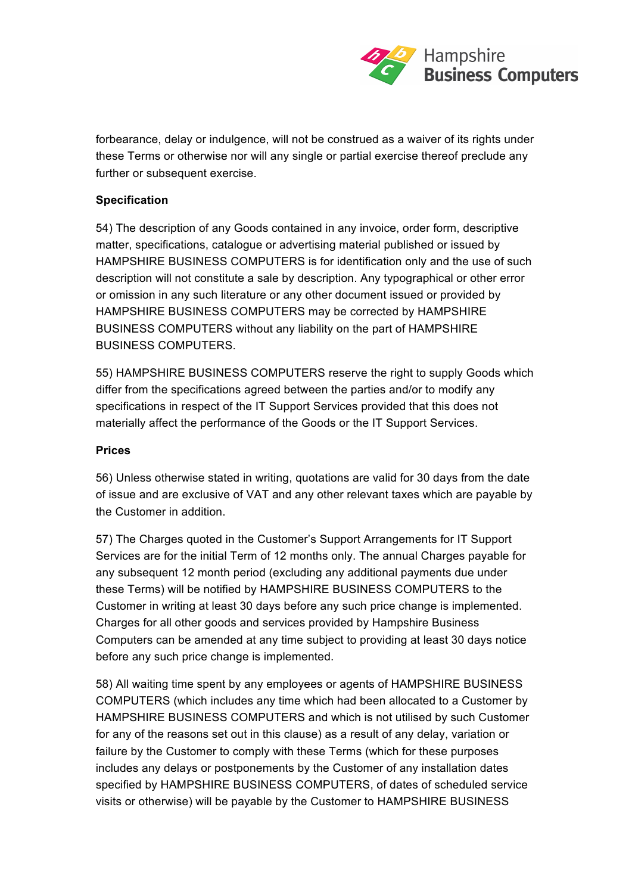forbearance, delay or indulgence, will not be construed as a waiver of its rights under these Terms or otherwise nor will any single or partial exercise thereof preclude any further or subsequent exercise.

**Specification**

54) The description of any Goods contained in any invoice, order form, descriptive matter, specifications, catalogue or advertising material published or issued by HAMPSHIRE BUSINESS COMPUTERS is for identification only and the use of such description will not constitute a sale by description. Any typographical or other error or omission in any such literature or any other document issued or provided by HAMPSHIRE BUSINESS COMPUTERS may be corrected by HAMPSHIRE BUSINESS COMPUTERS without any liability on the part of HAMPSHIRE BUSINESS COMPUTERS.

55) HAMPSHIRE BUSINESS COMPUTERS reserve the right to supply Goods which differ from the specifications agreed between the parties and/or to modify any specifications in respect of the IT Support Services provided that this does not materially affect the performance of the Goods or the IT Support Services.

**Prices**

56) Unless otherwise stated in writing, quotations are valid for 30 days from the date of issue and are exclusive of VAT and any other relevant taxes which are payable by the Customer in addition.

57) The Charges quoted in the Customer's Support Arrangements for IT Support Services are for the initial Term of 12 months only. The annual Charges payable for any subsequent 12 month period (excluding any additional payments due under these Terms) will be notified by HAMPSHIRE BUSINESS COMPUTERS to the Customer in writing at least 30 days before any such price change is implemented. Charges for all other goods and services provided by Hampshire Business Computers can be amended at any time subject to providing at least 30 days notice before any such price change is implemented.

58) All waiting time spent by any employees or agents of HAMPSHIRE BUSINESS COMPUTERS (which includes any time which had been allocated to a Customer by HAMPSHIRE BUSINESS COMPUTERS and which is not utilised by such Customer for any of the reasons set out in this clause) as a result of any delay, variation or failure by the Customer to comply with these Terms (which for these purposes includes any delays or postponements by the Customer of any installation dates specified by HAMPSHIRE BUSINESS COMPUTERS, of dates of scheduled service visits or otherwise) will be payable by the Customer to HAMPSHIRE BUSINESS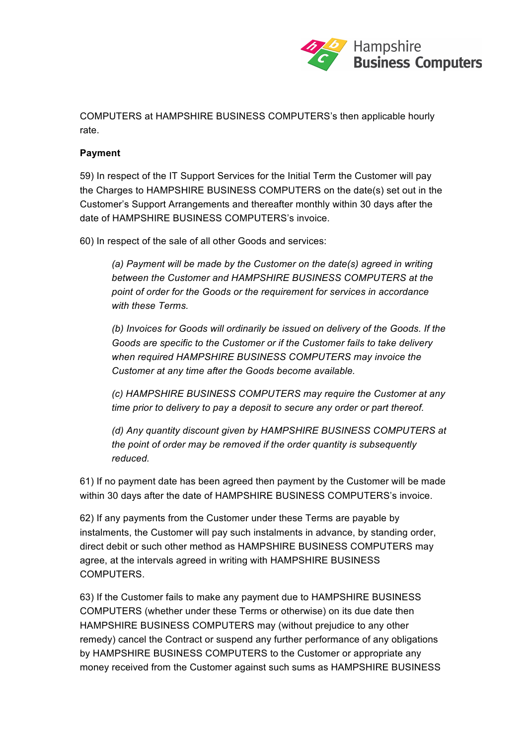COMPUTERS at HAMPSHIRE BUSINESS COMPUTERS's then applicable hourly rate.

**Payment**

59) In respect of the IT Support Services for the Initial Term the Customer will pay the Charges to HAMPSHIRE BUSINESS COMPUTERS on the date(s) set out in the Customer's Support Arrangements and thereafter monthly within 30 days after the date of HAMPSHIRE BUSINESS COMPUTERS's invoice.

60) In respect of the sale of all other Goods and services:

> *(a) Payment will be made by the Customer on the date(s) agreed in writing between the Customer and HAMPSHIRE BUSINESS COMPUTERS at the point of order for the Goods or the requirement for services in accordance with these Terms.*
>
> *(b) Invoices for Goods will ordinarily be issued on delivery of the Goods. If the Goods are specific to the Customer or if the Customer fails to take delivery when required HAMPSHIRE BUSINESS COMPUTERS may invoice the Customer at any time after the Goods become available.*
>
> *(c) HAMPSHIRE BUSINESS COMPUTERS may require the Customer at any time prior to delivery to pay a deposit to secure any order or part thereof.*
>
> *(d) Any quantity discount given by HAMPSHIRE BUSINESS COMPUTERS at the point of order may be removed if the order quantity is subsequently reduced.*

61) If no payment date has been agreed then payment by the Customer will be made within 30 days after the date of HAMPSHIRE BUSINESS COMPUTERS's invoice.

62) If any payments from the Customer under these Terms are payable by instalments, the Customer will pay such instalments in advance, by standing order, direct debit or such other method as HAMPSHIRE BUSINESS COMPUTERS may agree, at the intervals agreed in writing with HAMPSHIRE BUSINESS COMPUTERS.

63) If the Customer fails to make any payment due to HAMPSHIRE BUSINESS COMPUTERS (whether under these Terms or otherwise) on its due date then HAMPSHIRE BUSINESS COMPUTERS may (without prejudice to any other remedy) cancel the Contract or suspend any further performance of any obligations by HAMPSHIRE BUSINESS COMPUTERS to the Customer or appropriate any money received from the Customer against such sums as HAMPSHIRE BUSINESS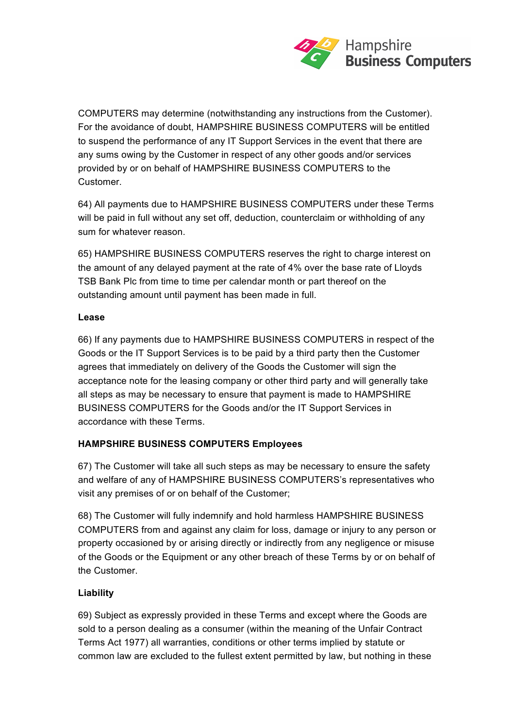COMPUTERS may determine (notwithstanding any instructions from the Customer). For the avoidance of doubt, HAMPSHIRE BUSINESS COMPUTERS will be entitled to suspend the performance of any IT Support Services in the event that there are any sums owing by the Customer in respect of any other goods and/or services provided by or on behalf of HAMPSHIRE BUSINESS COMPUTERS to the Customer.

64) All payments due to HAMPSHIRE BUSINESS COMPUTERS under these Terms will be paid in full without any set off, deduction, counterclaim or withholding of any sum for whatever reason.

65) HAMPSHIRE BUSINESS COMPUTERS reserves the right to charge interest on the amount of any delayed payment at the rate of 4% over the base rate of Lloyds TSB Bank Plc from time to time per calendar month or part thereof on the outstanding amount until payment has been made in full.

**Lease**

66) If any payments due to HAMPSHIRE BUSINESS COMPUTERS in respect of the Goods or the IT Support Services is to be paid by a third party then the Customer agrees that immediately on delivery of the Goods the Customer will sign the acceptance note for the leasing company or other third party and will generally take all steps as may be necessary to ensure that payment is made to HAMPSHIRE BUSINESS COMPUTERS for the Goods and/or the IT Support Services in accordance with these Terms.

**HAMPSHIRE BUSINESS COMPUTERS Employees**

67) The Customer will take all such steps as may be necessary to ensure the safety and welfare of any of HAMPSHIRE BUSINESS COMPUTERS's representatives who visit any premises of or on behalf of the Customer;

68) The Customer will fully indemnify and hold harmless HAMPSHIRE BUSINESS COMPUTERS from and against any claim for loss, damage or injury to any person or property occasioned by or arising directly or indirectly from any negligence or misuse of the Goods or the Equipment or any other breach of these Terms by or on behalf of the Customer.

**Liability**

69) Subject as expressly provided in these Terms and except where the Goods are sold to a person dealing as a consumer (within the meaning of the Unfair Contract Terms Act 1977) all warranties, conditions or other terms implied by statute or common law are excluded to the fullest extent permitted by law, but nothing in these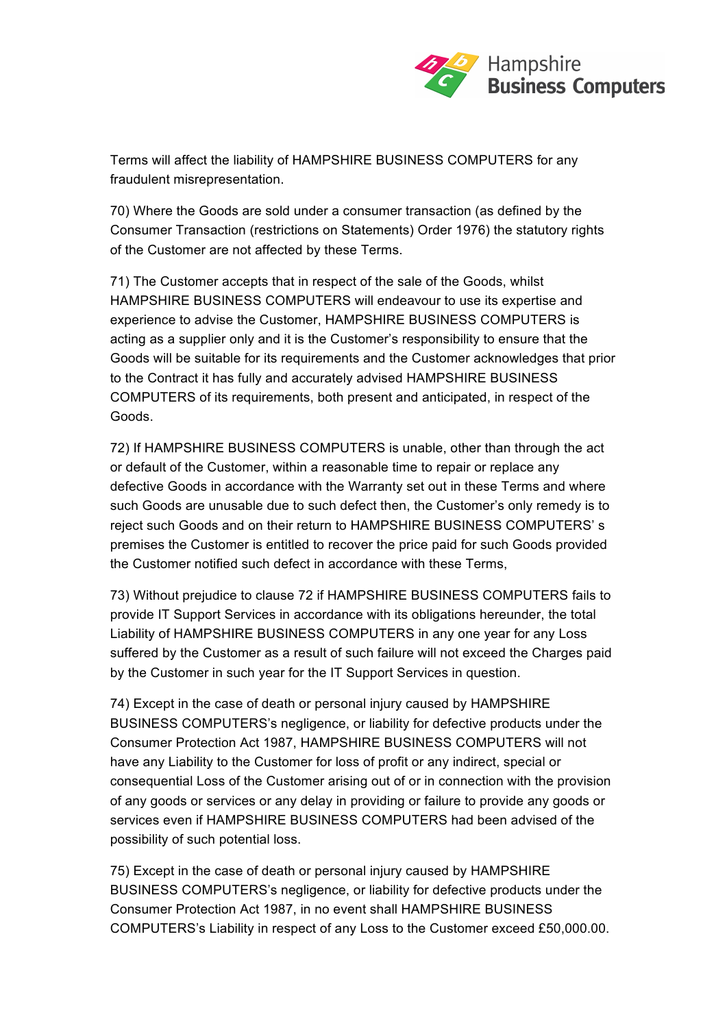Terms will affect the liability of HAMPSHIRE BUSINESS COMPUTERS for any fraudulent misrepresentation.

70) Where the Goods are sold under a consumer transaction (as defined by the Consumer Transaction (restrictions on Statements) Order 1976) the statutory rights of the Customer are not affected by these Terms.

71) The Customer accepts that in respect of the sale of the Goods, whilst HAMPSHIRE BUSINESS COMPUTERS will endeavour to use its expertise and experience to advise the Customer, HAMPSHIRE BUSINESS COMPUTERS is acting as a supplier only and it is the Customer's responsibility to ensure that the Goods will be suitable for its requirements and the Customer acknowledges that prior to the Contract it has fully and accurately advised HAMPSHIRE BUSINESS COMPUTERS of its requirements, both present and anticipated, in respect of the Goods.

72) If HAMPSHIRE BUSINESS COMPUTERS is unable, other than through the act or default of the Customer, within a reasonable time to repair or replace any defective Goods in accordance with the Warranty set out in these Terms and where such Goods are unusable due to such defect then, the Customer's only remedy is to reject such Goods and on their return to HAMPSHIRE BUSINESS COMPUTERS' s premises the Customer is entitled to recover the price paid for such Goods provided the Customer notified such defect in accordance with these Terms,

73) Without prejudice to clause 72 if HAMPSHIRE BUSINESS COMPUTERS fails to provide IT Support Services in accordance with its obligations hereunder, the total Liability of HAMPSHIRE BUSINESS COMPUTERS in any one year for any Loss suffered by the Customer as a result of such failure will not exceed the Charges paid by the Customer in such year for the IT Support Services in question.

74) Except in the case of death or personal injury caused by HAMPSHIRE BUSINESS COMPUTERS's negligence, or liability for defective products under the Consumer Protection Act 1987, HAMPSHIRE BUSINESS COMPUTERS will not have any Liability to the Customer for loss of profit or any indirect, special or consequential Loss of the Customer arising out of or in connection with the provision of any goods or services or any delay in providing or failure to provide any goods or services even if HAMPSHIRE BUSINESS COMPUTERS had been advised of the possibility of such potential loss.

75) Except in the case of death or personal injury caused by HAMPSHIRE BUSINESS COMPUTERS's negligence, or liability for defective products under the Consumer Protection Act 1987, in no event shall HAMPSHIRE BUSINESS COMPUTERS's Liability in respect of any Loss to the Customer exceed £50,000.00.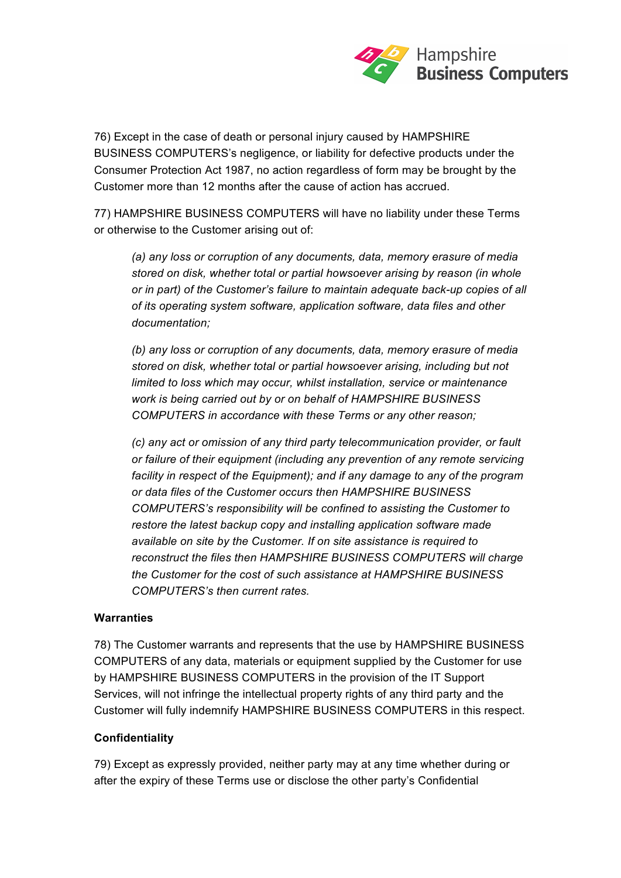76) Except in the case of death or personal injury caused by HAMPSHIRE BUSINESS COMPUTERS's negligence, or liability for defective products under the Consumer Protection Act 1987, no action regardless of form may be brought by the Customer more than 12 months after the cause of action has accrued.

77) HAMPSHIRE BUSINESS COMPUTERS will have no liability under these Terms or otherwise to the Customer arising out of:

> *(a) any loss or corruption of any documents, data, memory erasure of media stored on disk, whether total or partial howsoever arising by reason (in whole or in part) of the Customer's failure to maintain adequate back-up copies of all of its operating system software, application software, data files and other documentation;*
>
> *(b) any loss or corruption of any documents, data, memory erasure of media stored on disk, whether total or partial howsoever arising, including but not limited to loss which may occur, whilst installation, service or maintenance work is being carried out by or on behalf of HAMPSHIRE BUSINESS COMPUTERS in accordance with these Terms or any other reason;*
>
> *(c) any act or omission of any third party telecommunication provider, or fault or failure of their equipment (including any prevention of any remote servicing facility in respect of the Equipment); and if any damage to any of the program or data files of the Customer occurs then HAMPSHIRE BUSINESS COMPUTERS's responsibility will be confined to assisting the Customer to restore the latest backup copy and installing application software made available on site by the Customer. If on site assistance is required to reconstruct the files then HAMPSHIRE BUSINESS COMPUTERS will charge the Customer for the cost of such assistance at HAMPSHIRE BUSINESS COMPUTERS's then current rates.*

**Warranties**

78) The Customer warrants and represents that the use by HAMPSHIRE BUSINESS COMPUTERS of any data, materials or equipment supplied by the Customer for use by HAMPSHIRE BUSINESS COMPUTERS in the provision of the IT Support Services, will not infringe the intellectual property rights of any third party and the Customer will fully indemnify HAMPSHIRE BUSINESS COMPUTERS in this respect.

**Confidentiality**

79) Except as expressly provided, neither party may at any time whether during or after the expiry of these Terms use or disclose the other party's Confidential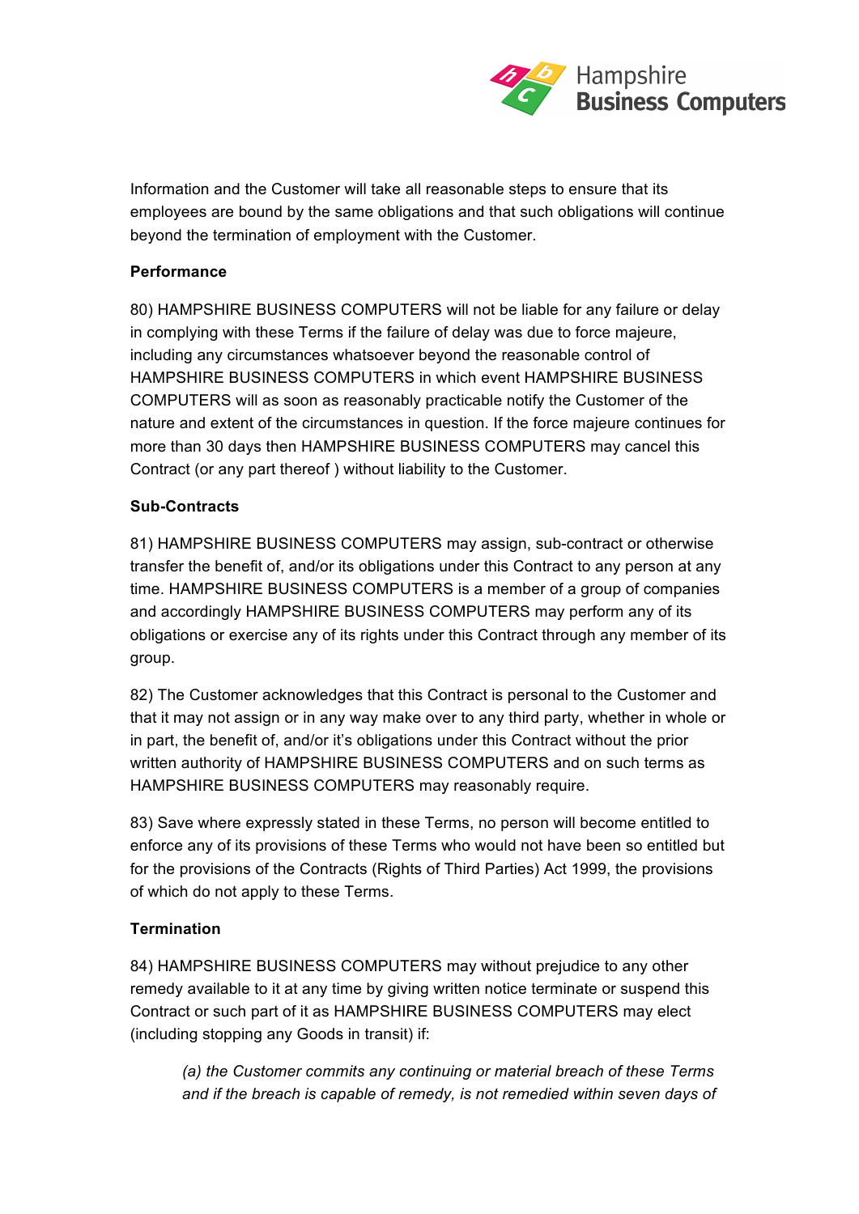Information and the Customer will take all reasonable steps to ensure that its employees are bound by the same obligations and that such obligations will continue beyond the termination of employment with the Customer.

**Performance**

80) HAMPSHIRE BUSINESS COMPUTERS will not be liable for any failure or delay in complying with these Terms if the failure of delay was due to force majeure, including any circumstances whatsoever beyond the reasonable control of HAMPSHIRE BUSINESS COMPUTERS in which event HAMPSHIRE BUSINESS COMPUTERS will as soon as reasonably practicable notify the Customer of the nature and extent of the circumstances in question. If the force majeure continues for more than 30 days then HAMPSHIRE BUSINESS COMPUTERS may cancel this Contract (or any part thereof ) without liability to the Customer.

**Sub-Contracts**

81) HAMPSHIRE BUSINESS COMPUTERS may assign, sub-contract or otherwise transfer the benefit of, and/or its obligations under this Contract to any person at any time. HAMPSHIRE BUSINESS COMPUTERS is a member of a group of companies and accordingly HAMPSHIRE BUSINESS COMPUTERS may perform any of its obligations or exercise any of its rights under this Contract through any member of its group.

82) The Customer acknowledges that this Contract is personal to the Customer and that it may not assign or in any way make over to any third party, whether in whole or in part, the benefit of, and/or it's obligations under this Contract without the prior written authority of HAMPSHIRE BUSINESS COMPUTERS and on such terms as HAMPSHIRE BUSINESS COMPUTERS may reasonably require.

83) Save where expressly stated in these Terms, no person will become entitled to enforce any of its provisions of these Terms who would not have been so entitled but for the provisions of the Contracts (Rights of Third Parties) Act 1999, the provisions of which do not apply to these Terms.

**Termination**

84) HAMPSHIRE BUSINESS COMPUTERS may without prejudice to any other remedy available to it at any time by giving written notice terminate or suspend this Contract or such part of it as HAMPSHIRE BUSINESS COMPUTERS may elect (including stopping any Goods in transit) if:

> *(a) the Customer commits any continuing or material breach of these Terms and if the breach is capable of remedy, is not remedied within seven days of*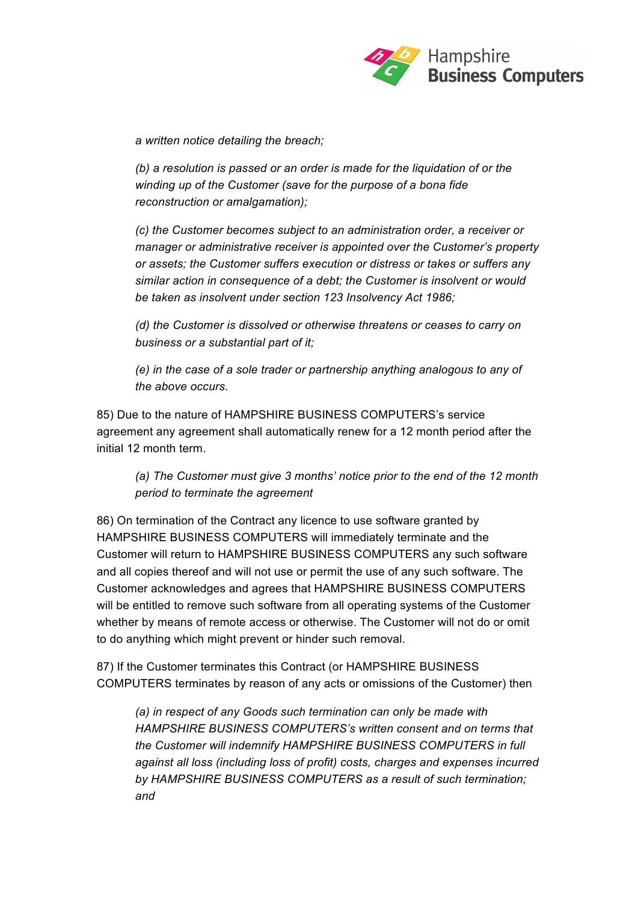*a written notice detailing the breach;*

*(b) a resolution is passed or an order is made for the liquidation of or the winding up of the Customer (save for the purpose of a bona fide reconstruction or amalgamation);*

*(c) the Customer becomes subject to an administration order, a receiver or manager or administrative receiver is appointed over the Customer's property or assets; the Customer suffers execution or distress or takes or suffers any similar action in consequence of a debt; the Customer is insolvent or would be taken as insolvent under section 123 Insolvency Act 1986;*

*(d) the Customer is dissolved or otherwise threatens or ceases to carry on business or a substantial part of it;*

*(e) in the case of a sole trader or partnership anything analogous to any of the above occurs.*

85) Due to the nature of HAMPSHIRE BUSINESS COMPUTERS's service agreement any agreement shall automatically renew for a 12 month period after the initial 12 month term.

*(a) The Customer must give 3 months' notice prior to the end of the 12 month period to terminate the agreement*

86) On termination of the Contract any licence to use software granted by HAMPSHIRE BUSINESS COMPUTERS will immediately terminate and the Customer will return to HAMPSHIRE BUSINESS COMPUTERS any such software and all copies thereof and will not use or permit the use of any such software. The Customer acknowledges and agrees that HAMPSHIRE BUSINESS COMPUTERS will be entitled to remove such software from all operating systems of the Customer whether by means of remote access or otherwise. The Customer will not do or omit to do anything which might prevent or hinder such removal.

87) If the Customer terminates this Contract (or HAMPSHIRE BUSINESS COMPUTERS terminates by reason of any acts or omissions of the Customer) then

*(a) in respect of any Goods such termination can only be made with HAMPSHIRE BUSINESS COMPUTERS's written consent and on terms that the Customer will indemnify HAMPSHIRE BUSINESS COMPUTERS in full against all loss (including loss of profit) costs, charges and expenses incurred by HAMPSHIRE BUSINESS COMPUTERS as a result of such termination; and*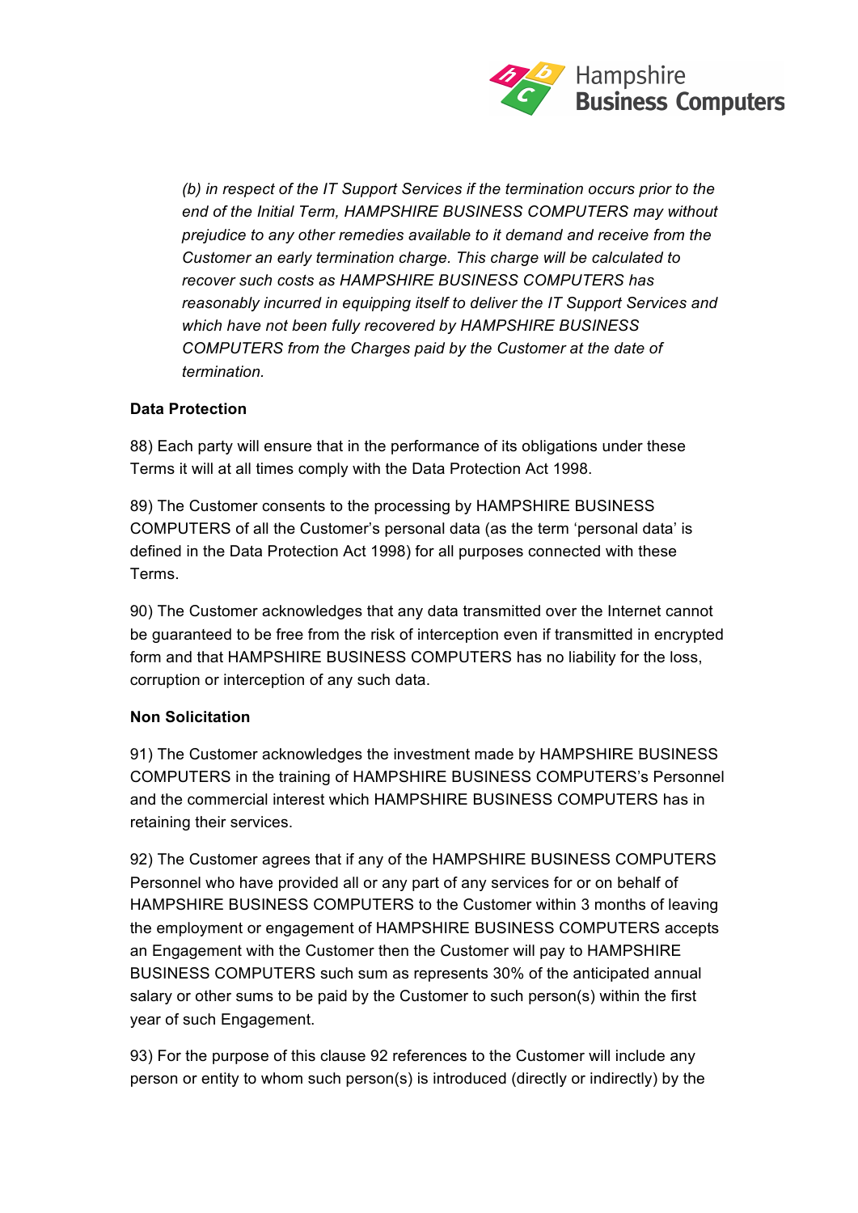*(b) in respect of the IT Support Services if the termination occurs prior to the end of the Initial Term, HAMPSHIRE BUSINESS COMPUTERS may without prejudice to any other remedies available to it demand and receive from the Customer an early termination charge. This charge will be calculated to recover such costs as HAMPSHIRE BUSINESS COMPUTERS has reasonably incurred in equipping itself to deliver the IT Support Services and which have not been fully recovered by HAMPSHIRE BUSINESS COMPUTERS from the Charges paid by the Customer at the date of termination.*

**Data Protection**

88) Each party will ensure that in the performance of its obligations under these Terms it will at all times comply with the Data Protection Act 1998.

89) The Customer consents to the processing by HAMPSHIRE BUSINESS COMPUTERS of all the Customer's personal data (as the term 'personal data' is defined in the Data Protection Act 1998) for all purposes connected with these Terms.

90) The Customer acknowledges that any data transmitted over the Internet cannot be guaranteed to be free from the risk of interception even if transmitted in encrypted form and that HAMPSHIRE BUSINESS COMPUTERS has no liability for the loss, corruption or interception of any such data.

**Non Solicitation**

91) The Customer acknowledges the investment made by HAMPSHIRE BUSINESS COMPUTERS in the training of HAMPSHIRE BUSINESS COMPUTERS's Personnel and the commercial interest which HAMPSHIRE BUSINESS COMPUTERS has in retaining their services.

92) The Customer agrees that if any of the HAMPSHIRE BUSINESS COMPUTERS Personnel who have provided all or any part of any services for or on behalf of HAMPSHIRE BUSINESS COMPUTERS to the Customer within 3 months of leaving the employment or engagement of HAMPSHIRE BUSINESS COMPUTERS accepts an Engagement with the Customer then the Customer will pay to HAMPSHIRE BUSINESS COMPUTERS such sum as represents 30% of the anticipated annual salary or other sums to be paid by the Customer to such person(s) within the first year of such Engagement.

93) For the purpose of this clause 92 references to the Customer will include any person or entity to whom such person(s) is introduced (directly or indirectly) by the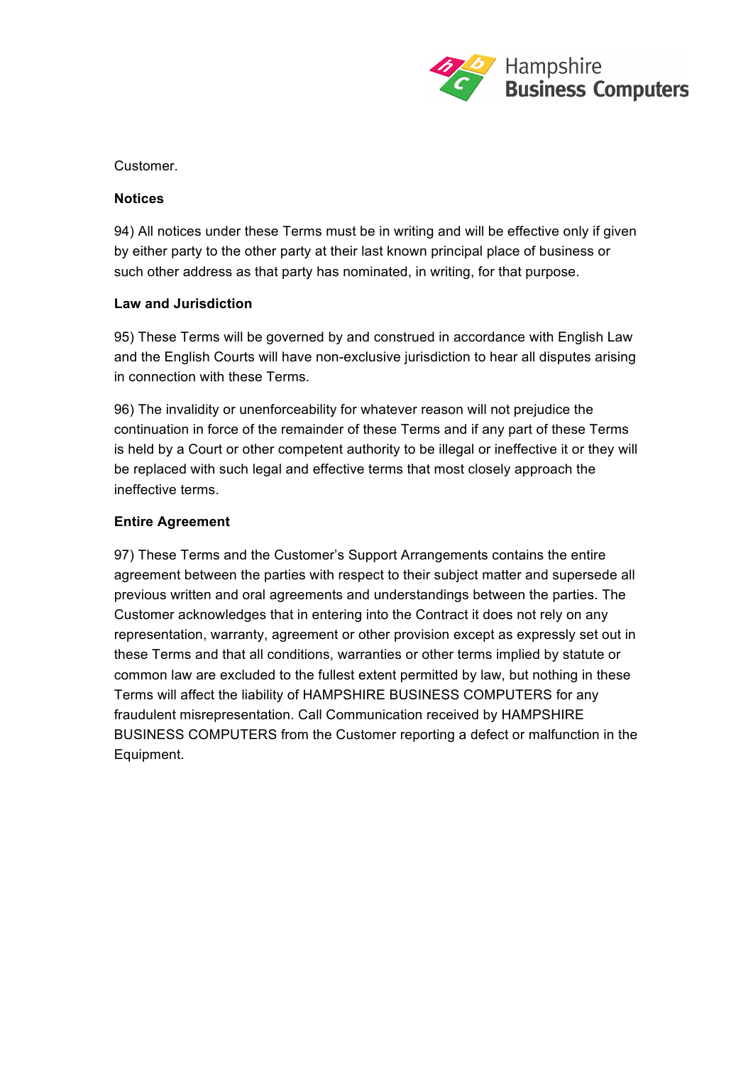Customer.

**Notices**

94) All notices under these Terms must be in writing and will be effective only if given by either party to the other party at their last known principal place of business or such other address as that party has nominated, in writing, for that purpose.

**Law and Jurisdiction**

95) These Terms will be governed by and construed in accordance with English Law and the English Courts will have non-exclusive jurisdiction to hear all disputes arising in connection with these Terms.

96) The invalidity or unenforceability for whatever reason will not prejudice the continuation in force of the remainder of these Terms and if any part of these Terms is held by a Court or other competent authority to be illegal or ineffective it or they will be replaced with such legal and effective terms that most closely approach the ineffective terms.

**Entire Agreement**

97) These Terms and the Customer's Support Arrangements contains the entire agreement between the parties with respect to their subject matter and supersede all previous written and oral agreements and understandings between the parties. The Customer acknowledges that in entering into the Contract it does not rely on any representation, warranty, agreement or other provision except as expressly set out in these Terms and that all conditions, warranties or other terms implied by statute or common law are excluded to the fullest extent permitted by law, but nothing in these Terms will affect the liability of HAMPSHIRE BUSINESS COMPUTERS for any fraudulent misrepresentation. Call Communication received by HAMPSHIRE BUSINESS COMPUTERS from the Customer reporting a defect or malfunction in the Equipment.